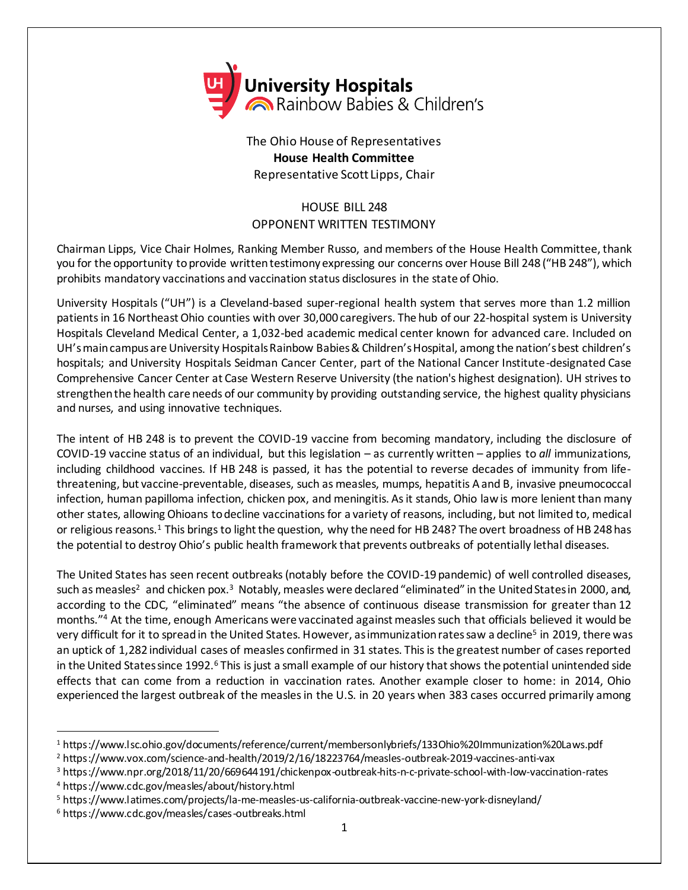University Hospitals Rainbow Babies & Children's

The Ohio House of Representatives
**House Health Committee**
Representative Scott Lipps, Chair

HOUSE BILL 248
OPPONENT WRITTEN TESTIMONY

Chairman Lipps, Vice Chair Holmes, Ranking Member Russo, and members of the House Health Committee, thank you for the opportunity to provide written testimony expressing our concerns over House Bill 248 ("HB 248"), which prohibits mandatory vaccinations and vaccination status disclosures in the state of Ohio.

University Hospitals ("UH") is a Cleveland-based super-regional health system that serves more than 1.2 million patients in 16 Northeast Ohio counties with over 30,000 caregivers. The hub of our 22-hospital system is University Hospitals Cleveland Medical Center, a 1,032-bed academic medical center known for advanced care. Included on UH's main campus are University Hospitals Rainbow Babies & Children's Hospital, among the nation's best children's hospitals; and University Hospitals Seidman Cancer Center, part of the National Cancer Institute-designated Case Comprehensive Cancer Center at Case Western Reserve University (the nation's highest designation). UH strives to strengthen the health care needs of our community by providing outstanding service, the highest quality physicians and nurses, and using innovative techniques.

The intent of HB 248 is to prevent the COVID-19 vaccine from becoming mandatory, including the disclosure of COVID-19 vaccine status of an individual, but this legislation – as currently written – applies to *all* immunizations, including childhood vaccines. If HB 248 is passed, it has the potential to reverse decades of immunity from life-threatening, but vaccine-preventable, diseases, such as measles, mumps, hepatitis A and B, invasive pneumococcal infection, human papilloma infection, chicken pox, and meningitis. As it stands, Ohio law is more lenient than many other states, allowing Ohioans to decline vaccinations for a variety of reasons, including, but not limited to, medical or religious reasons.[1] This brings to light the question, why the need for HB 248? The overt broadness of HB 248 has the potential to destroy Ohio's public health framework that prevents outbreaks of potentially lethal diseases.

The United States has seen recent outbreaks (notably before the COVID-19 pandemic) of well controlled diseases, such as measles[2] and chicken pox.[3] Notably, measles were declared "eliminated" in the United States in 2000, and, according to the CDC, "eliminated" means "the absence of continuous disease transmission for greater than 12 months."[4] At the time, enough Americans were vaccinated against measles such that officials believed it would be very difficult for it to spread in the United States. However, as immunization rates saw a decline[5] in 2019, there was an uptick of 1,282 individual cases of measles confirmed in 31 states. This is the greatest number of cases reported in the United States since 1992.[6] This is just a small example of our history that shows the potential unintended side effects that can come from a reduction in vaccination rates. Another example closer to home: in 2014, Ohio experienced the largest outbreak of the measles in the U.S. in 20 years when 383 cases occurred primarily among

---

[1] https://www.lsc.ohio.gov/documents/reference/current/membersonlybriefs/133Ohio%20Immunization%20Laws.pdf
[2] https://www.vox.com/science-and-health/2019/2/16/18223764/measles-outbreak-2019-vaccines-anti-vax
[3] https://www.npr.org/2018/11/20/669644191/chickenpox-outbreak-hits-n-c-private-school-with-low-vaccination-rates
[4] https://www.cdc.gov/measles/about/history.html
[5] https://www.latimes.com/projects/la-me-measles-us-california-outbreak-vaccine-new-york-disneyland/
[6] https://www.cdc.gov/measles/cases-outbreaks.html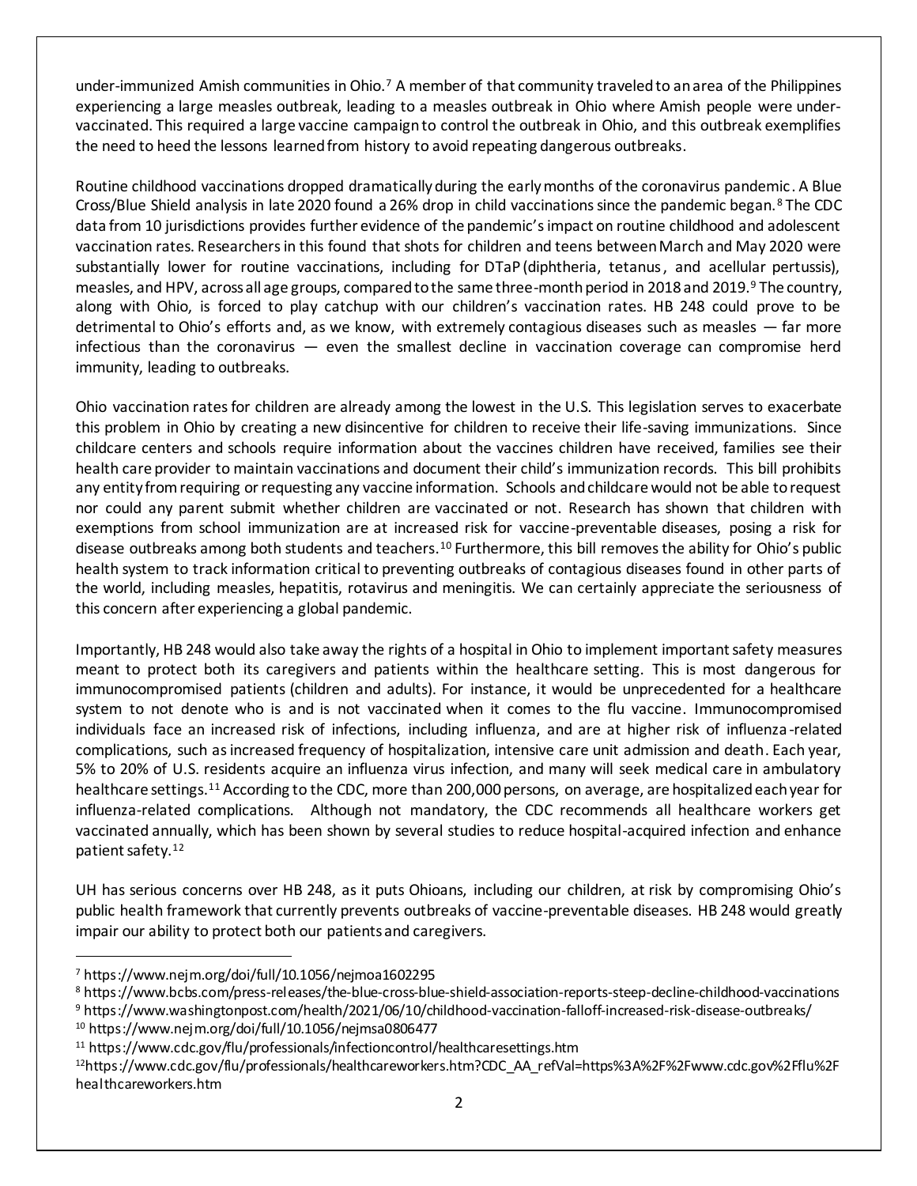under-immunized Amish communities in Ohio.[7] A member of that community traveled to an area of the Philippines experiencing a large measles outbreak, leading to a measles outbreak in Ohio where Amish people were under-vaccinated. This required a large vaccine campaign to control the outbreak in Ohio, and this outbreak exemplifies the need to heed the lessons learned from history to avoid repeating dangerous outbreaks.

Routine childhood vaccinations dropped dramatically during the early months of the coronavirus pandemic. A Blue Cross/Blue Shield analysis in late 2020 found a 26% drop in child vaccinations since the pandemic began.[8] The CDC data from 10 jurisdictions provides further evidence of the pandemic's impact on routine childhood and adolescent vaccination rates. Researchers in this found that shots for children and teens between March and May 2020 were substantially lower for routine vaccinations, including for DTaP (diphtheria, tetanus, and acellular pertussis), measles, and HPV, across all age groups, compared to the same three-month period in 2018 and 2019.[9] The country, along with Ohio, is forced to play catchup with our children's vaccination rates. HB 248 could prove to be detrimental to Ohio's efforts and, as we know, with extremely contagious diseases such as measles — far more infectious than the coronavirus — even the smallest decline in vaccination coverage can compromise herd immunity, leading to outbreaks.

Ohio vaccination rates for children are already among the lowest in the U.S. This legislation serves to exacerbate this problem in Ohio by creating a new disincentive for children to receive their life-saving immunizations. Since childcare centers and schools require information about the vaccines children have received, families see their health care provider to maintain vaccinations and document their child's immunization records. This bill prohibits any entity from requiring or requesting any vaccine information. Schools and childcare would not be able to request nor could any parent submit whether children are vaccinated or not. Research has shown that children with exemptions from school immunization are at increased risk for vaccine-preventable diseases, posing a risk for disease outbreaks among both students and teachers.[10] Furthermore, this bill removes the ability for Ohio's public health system to track information critical to preventing outbreaks of contagious diseases found in other parts of the world, including measles, hepatitis, rotavirus and meningitis. We can certainly appreciate the seriousness of this concern after experiencing a global pandemic.

Importantly, HB 248 would also take away the rights of a hospital in Ohio to implement important safety measures meant to protect both its caregivers and patients within the healthcare setting. This is most dangerous for immunocompromised patients (children and adults). For instance, it would be unprecedented for a healthcare system to not denote who is and is not vaccinated when it comes to the flu vaccine. Immunocompromised individuals face an increased risk of infections, including influenza, and are at higher risk of influenza-related complications, such as increased frequency of hospitalization, intensive care unit admission and death. Each year, 5% to 20% of U.S. residents acquire an influenza virus infection, and many will seek medical care in ambulatory healthcare settings.[11] According to the CDC, more than 200,000 persons, on average, are hospitalized each year for influenza-related complications. Although not mandatory, the CDC recommends all healthcare workers get vaccinated annually, which has been shown by several studies to reduce hospital-acquired infection and enhance patient safety.[12]

UH has serious concerns over HB 248, as it puts Ohioans, including our children, at risk by compromising Ohio's public health framework that currently prevents outbreaks of vaccine-preventable diseases. HB 248 would greatly impair our ability to protect both our patients and caregivers.

---

[7] https://www.nejm.org/doi/full/10.1056/nejmoa1602295

[8] https://www.bcbs.com/press-releases/the-blue-cross-blue-shield-association-reports-steep-decline-childhood-vaccinations

[9] https://www.washingtonpost.com/health/2021/06/10/childhood-vaccination-falloff-increased-risk-disease-outbreaks/

[10] https://www.nejm.org/doi/full/10.1056/nejmsa0806477

[11] https://www.cdc.gov/flu/professionals/infectioncontrol/healthcaresettings.htm

[12] https://www.cdc.gov/flu/professionals/healthcareworkers.htm?CDC_AA_refVal=https%3A%2F%2Fwww.cdc.gov%2Fflu%2Fhealthcareworkers.htm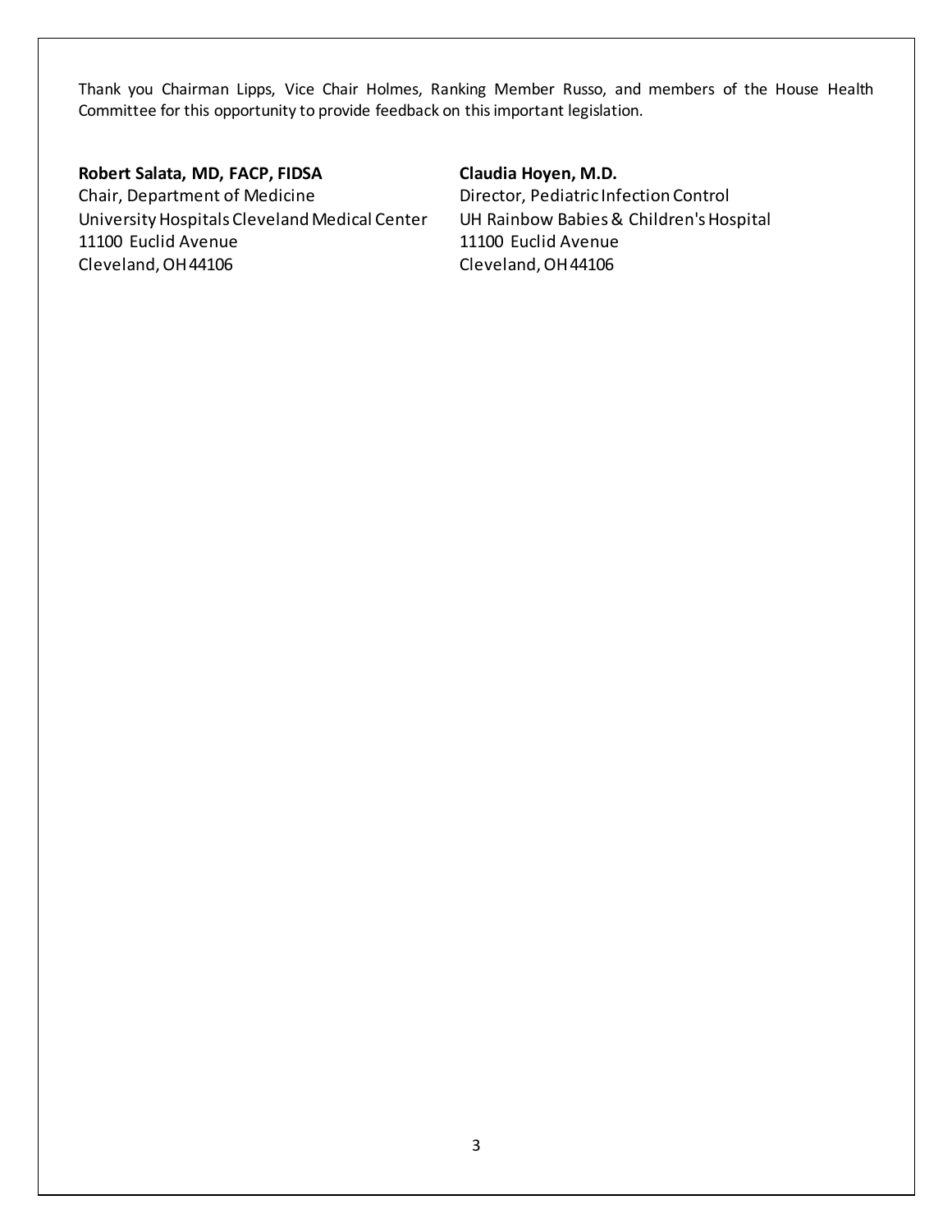Thank you Chairman Lipps, Vice Chair Holmes, Ranking Member Russo, and members of the House Health Committee for this opportunity to provide feedback on this important legislation.

**Robert Salata, MD, FACP, FIDSA**
Chair, Department of Medicine
University Hospitals Cleveland Medical Center
11100 Euclid Avenue
Cleveland, OH 44106

**Claudia Hoyen, M.D.**
Director, Pediatric Infection Control
UH Rainbow Babies & Children's Hospital
11100 Euclid Avenue
Cleveland, OH 44106